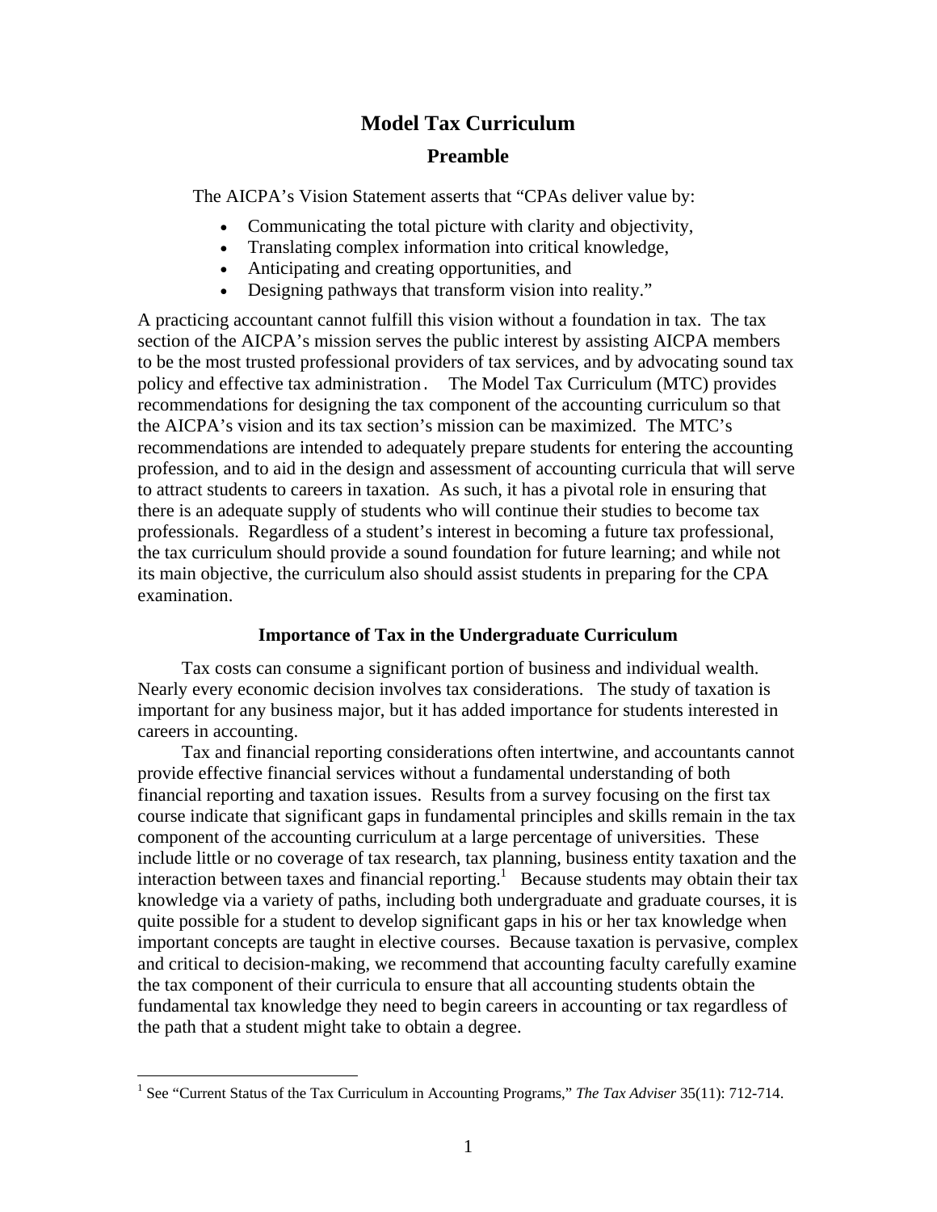# Model Tax Curriculum

## Preamble

The AICPA's Vision Statement asserts that "CPAs deliver value by:

- Communicating the total picture with clarity and objectivity,
- Translating complex information into critical knowledge,
- Anticipating and creating opportunities, and
- Designing pathways that transform vision into reality."

A practicing accountant cannot fulfill this vision without a foundation in tax. The tax section of the AICPA's mission serves the public interest by assisting AICPA members to be the most trusted professional providers of tax services, and by advocating sound tax policy and effective tax administration. The Model Tax Curriculum (MTC) provides recommendations for designing the tax component of the accounting curriculum so that the AICPA's vision and its tax section's mission can be maximized. The MTC's recommendations are intended to adequately prepare students for entering the accounting profession, and to aid in the design and assessment of accounting curricula that will serve to attract students to careers in taxation. As such, it has a pivotal role in ensuring that there is an adequate supply of students who will continue their studies to become tax professionals. Regardless of a student's interest in becoming a future tax professional, the tax curriculum should provide a sound foundation for future learning; and while not its main objective, the curriculum also should assist students in preparing for the CPA examination.

### Importance of Tax in the Undergraduate Curriculum

Tax costs can consume a significant portion of business and individual wealth. Nearly every economic decision involves tax considerations. The study of taxation is important for any business major, but it has added importance for students interested in careers in accounting.

Tax and financial reporting considerations often intertwine, and accountants cannot provide effective financial services without a fundamental understanding of both financial reporting and taxation issues. Results from a survey focusing on the first tax course indicate that significant gaps in fundamental principles and skills remain in the tax component of the accounting curriculum at a large percentage of universities. These include little or no coverage of tax research, tax planning, business entity taxation and the interaction between taxes and financial reporting.[1] Because students may obtain their tax knowledge via a variety of paths, including both undergraduate and graduate courses, it is quite possible for a student to develop significant gaps in his or her tax knowledge when important concepts are taught in elective courses. Because taxation is pervasive, complex and critical to decision-making, we recommend that accounting faculty carefully examine the tax component of their curricula to ensure that all accounting students obtain the fundamental tax knowledge they need to begin careers in accounting or tax regardless of the path that a student might take to obtain a degree.

---

[1] See "Current Status of the Tax Curriculum in Accounting Programs," *The Tax Adviser* 35(11): 712-714.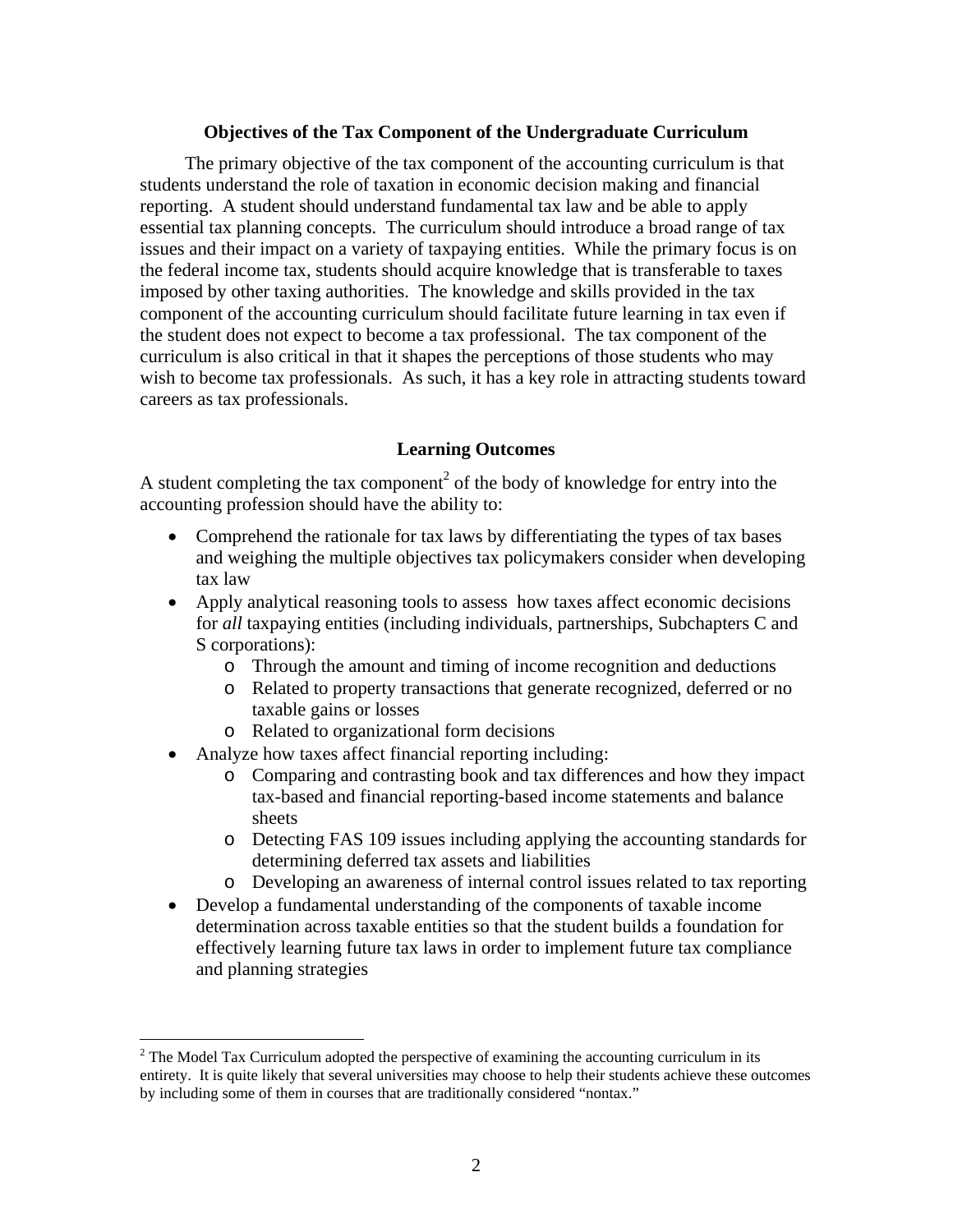### Objectives of the Tax Component of the Undergraduate Curriculum

The primary objective of the tax component of the accounting curriculum is that students understand the role of taxation in economic decision making and financial reporting. A student should understand fundamental tax law and be able to apply essential tax planning concepts. The curriculum should introduce a broad range of tax issues and their impact on a variety of taxpaying entities. While the primary focus is on the federal income tax, students should acquire knowledge that is transferable to taxes imposed by other taxing authorities. The knowledge and skills provided in the tax component of the accounting curriculum should facilitate future learning in tax even if the student does not expect to become a tax professional. The tax component of the curriculum is also critical in that it shapes the perceptions of those students who may wish to become tax professionals. As such, it has a key role in attracting students toward careers as tax professionals.

### Learning Outcomes

A student completing the tax component[2] of the body of knowledge for entry into the accounting profession should have the ability to:

- Comprehend the rationale for tax laws by differentiating the types of tax bases and weighing the multiple objectives tax policymakers consider when developing tax law
- Apply analytical reasoning tools to assess how taxes affect economic decisions for *all* taxpaying entities (including individuals, partnerships, Subchapters C and S corporations):
  - Through the amount and timing of income recognition and deductions
  - Related to property transactions that generate recognized, deferred or no taxable gains or losses
  - Related to organizational form decisions
- Analyze how taxes affect financial reporting including:
  - Comparing and contrasting book and tax differences and how they impact tax-based and financial reporting-based income statements and balance sheets
  - Detecting FAS 109 issues including applying the accounting standards for determining deferred tax assets and liabilities
  - Developing an awareness of internal control issues related to tax reporting
- Develop a fundamental understanding of the components of taxable income determination across taxable entities so that the student builds a foundation for effectively learning future tax laws in order to implement future tax compliance and planning strategies

[2] The Model Tax Curriculum adopted the perspective of examining the accounting curriculum in its entirety. It is quite likely that several universities may choose to help their students achieve these outcomes by including some of them in courses that are traditionally considered "nontax."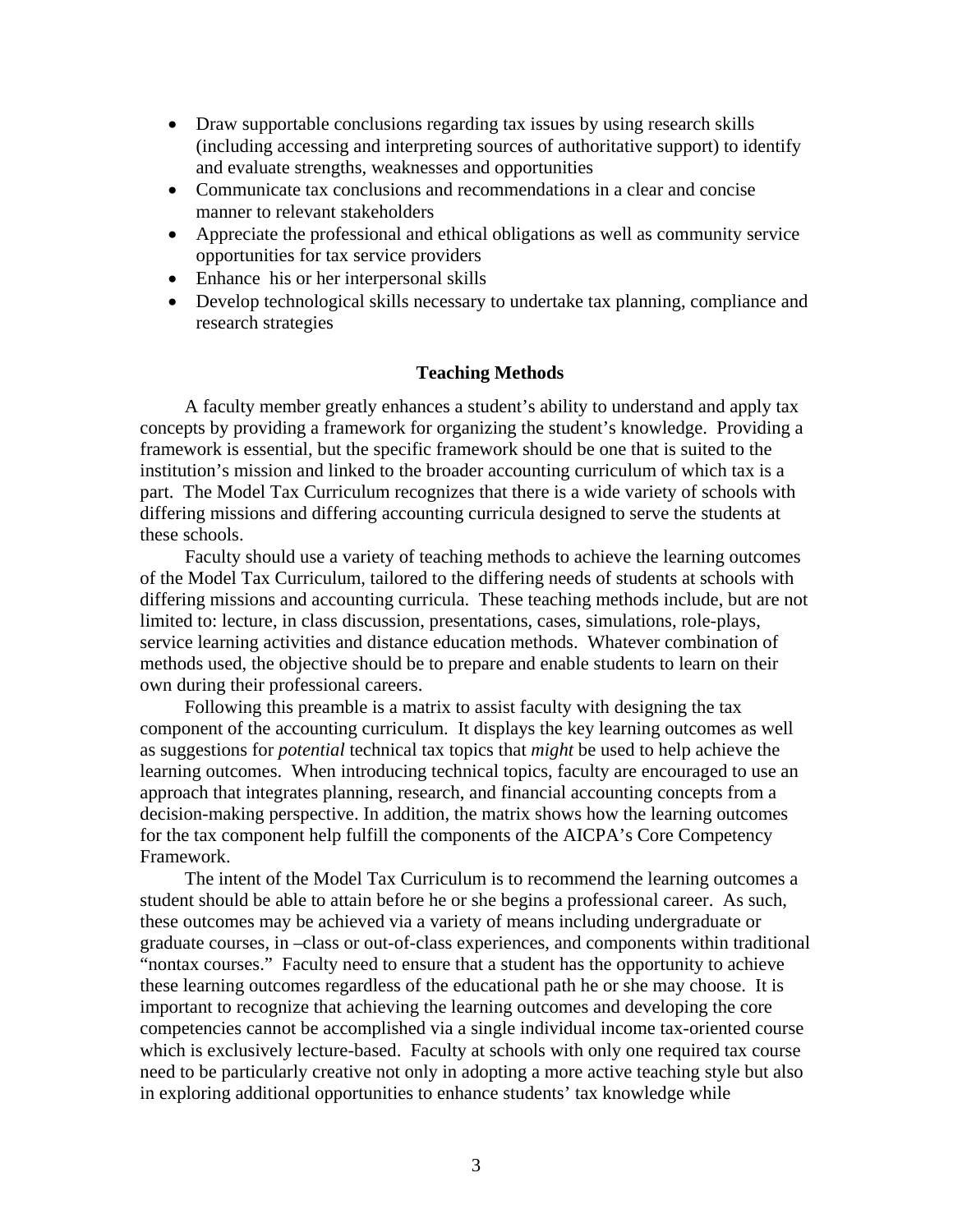- Draw supportable conclusions regarding tax issues by using research skills (including accessing and interpreting sources of authoritative support) to identify and evaluate strengths, weaknesses and opportunities
- Communicate tax conclusions and recommendations in a clear and concise manner to relevant stakeholders
- Appreciate the professional and ethical obligations as well as community service opportunities for tax service providers
- Enhance his or her interpersonal skills
- Develop technological skills necessary to undertake tax planning, compliance and research strategies

## Teaching Methods

A faculty member greatly enhances a student's ability to understand and apply tax concepts by providing a framework for organizing the student's knowledge. Providing a framework is essential, but the specific framework should be one that is suited to the institution's mission and linked to the broader accounting curriculum of which tax is a part. The Model Tax Curriculum recognizes that there is a wide variety of schools with differing missions and differing accounting curricula designed to serve the students at these schools.

Faculty should use a variety of teaching methods to achieve the learning outcomes of the Model Tax Curriculum, tailored to the differing needs of students at schools with differing missions and accounting curricula. These teaching methods include, but are not limited to: lecture, in class discussion, presentations, cases, simulations, role-plays, service learning activities and distance education methods. Whatever combination of methods used, the objective should be to prepare and enable students to learn on their own during their professional careers.

Following this preamble is a matrix to assist faculty with designing the tax component of the accounting curriculum. It displays the key learning outcomes as well as suggestions for *potential* technical tax topics that *might* be used to help achieve the learning outcomes. When introducing technical topics, faculty are encouraged to use an approach that integrates planning, research, and financial accounting concepts from a decision-making perspective. In addition, the matrix shows how the learning outcomes for the tax component help fulfill the components of the AICPA's Core Competency Framework.

The intent of the Model Tax Curriculum is to recommend the learning outcomes a student should be able to attain before he or she begins a professional career. As such, these outcomes may be achieved via a variety of means including undergraduate or graduate courses, in –class or out-of-class experiences, and components within traditional "nontax courses." Faculty need to ensure that a student has the opportunity to achieve these learning outcomes regardless of the educational path he or she may choose. It is important to recognize that achieving the learning outcomes and developing the core competencies cannot be accomplished via a single individual income tax-oriented course which is exclusively lecture-based. Faculty at schools with only one required tax course need to be particularly creative not only in adopting a more active teaching style but also in exploring additional opportunities to enhance students' tax knowledge while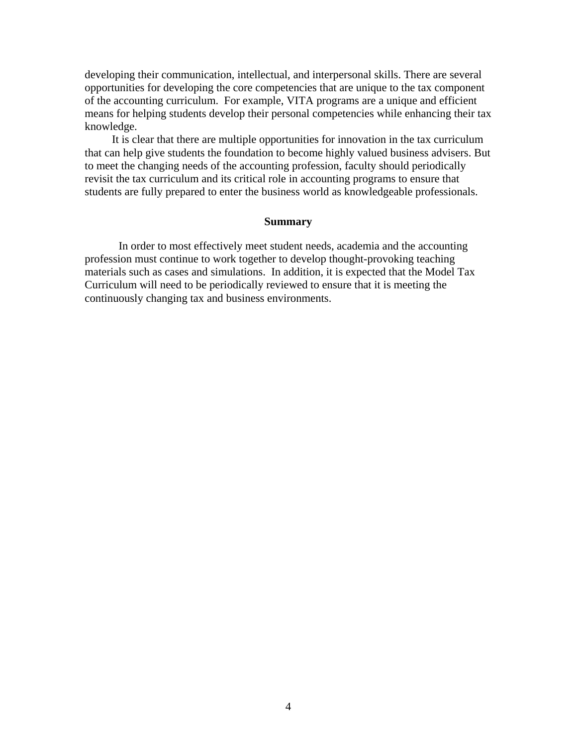developing their communication, intellectual, and interpersonal skills. There are several opportunities for developing the core competencies that are unique to the tax component of the accounting curriculum. For example, VITA programs are a unique and efficient means for helping students develop their personal competencies while enhancing their tax knowledge.

It is clear that there are multiple opportunities for innovation in the tax curriculum that can help give students the foundation to become highly valued business advisers. But to meet the changing needs of the accounting profession, faculty should periodically revisit the tax curriculum and its critical role in accounting programs to ensure that students are fully prepared to enter the business world as knowledgeable professionals.

## Summary

In order to most effectively meet student needs, academia and the accounting profession must continue to work together to develop thought-provoking teaching materials such as cases and simulations. In addition, it is expected that the Model Tax Curriculum will need to be periodically reviewed to ensure that it is meeting the continuously changing tax and business environments.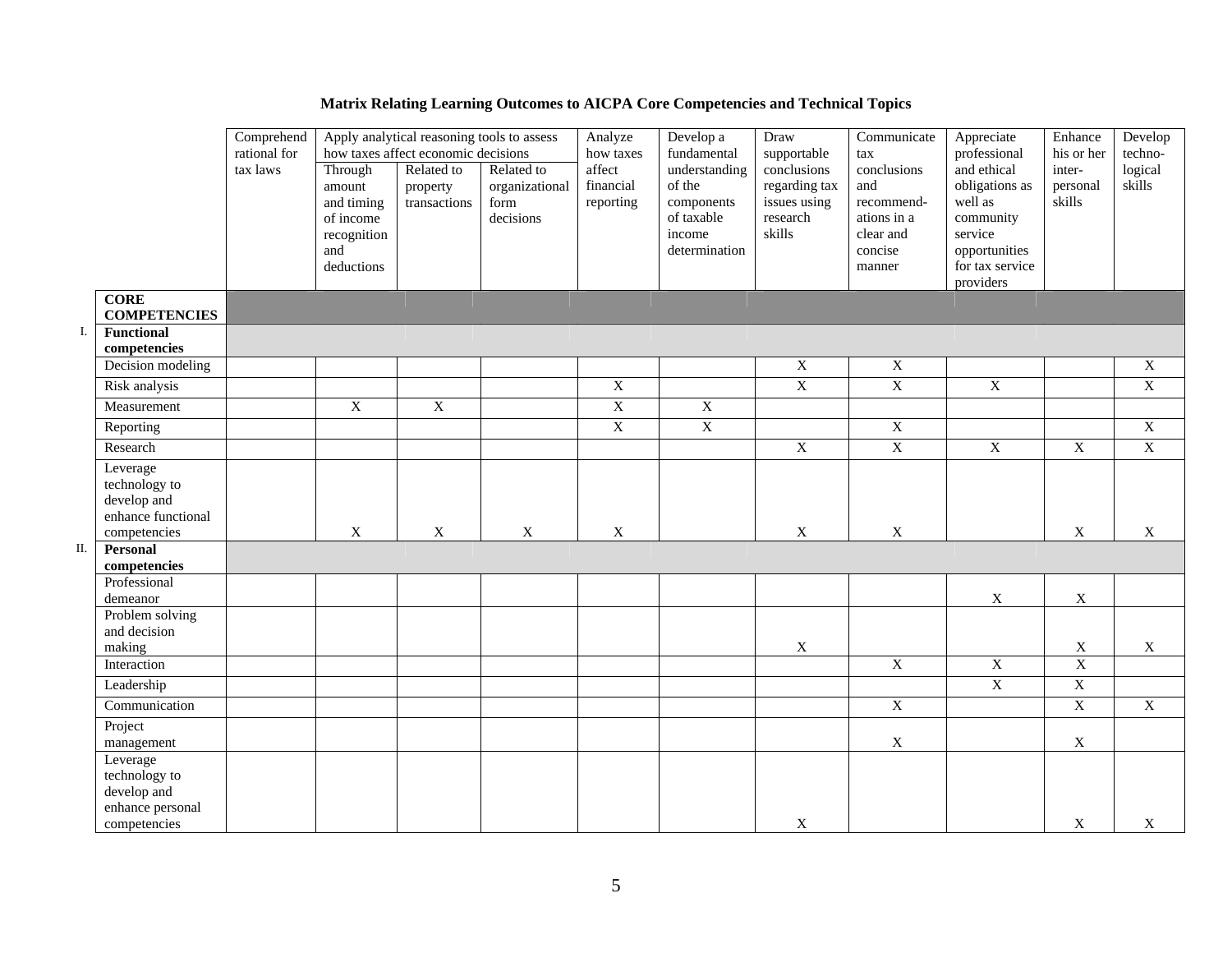# Matrix Relating Learning Outcomes to AICPA Core Competencies and Technical Topics

| | | Comprehend rational for tax laws | Apply analytical reasoning tools to assess how taxes affect economic decisions | | | Analyze how taxes affect financial reporting | Develop a fundamental understanding of the components of taxable income determination | Draw supportable conclusions regarding tax issues using research skills | Communicate tax conclusions and recommend-ations in a clear and concise manner | Appreciate professional and ethical obligations as well as community service opportunities for tax service providers | Enhance his or her inter-personal skills | Develop techno-logical skills |
|---|---|---|---|---|---|---|---|---|---|---|---|---|
| | | | Through amount and timing of income recognition and deductions | Related to property transactions | Related to organizational form decisions | | | | | | | |
| | **CORE COMPETENCIES** | | | | | | | | | | | |
| I. | **Functional competencies** | | | | | | | | | | | |
| | Decision modeling | | | | | | | X | X | | | X |
| | Risk analysis | | | | | X | | X | X | X | | X |
| | Measurement | | X | X | | X | X | | | | | |
| | Reporting | | | | | X | X | | X | | | X |
| | Research | | | | | | | X | X | X | X | X |
| | Leverage technology to develop and enhance functional competencies | | X | X | X | X | | X | X | | X | X |
| II. | **Personal competencies** | | | | | | | | | | | |
| | Professional demeanor | | | | | | | | | X | X | |
| | Problem solving and decision making | | | | | | | X | | | X | X |
| | Interaction | | | | | | | | X | X | X | |
| | Leadership | | | | | | | | | X | X | |
| | Communication | | | | | | | | X | | X | X |
| | Project management | | | | | | | | X | | X | |
| | Leverage technology to develop and enhance personal competencies | | | | | | | X | | | X | X |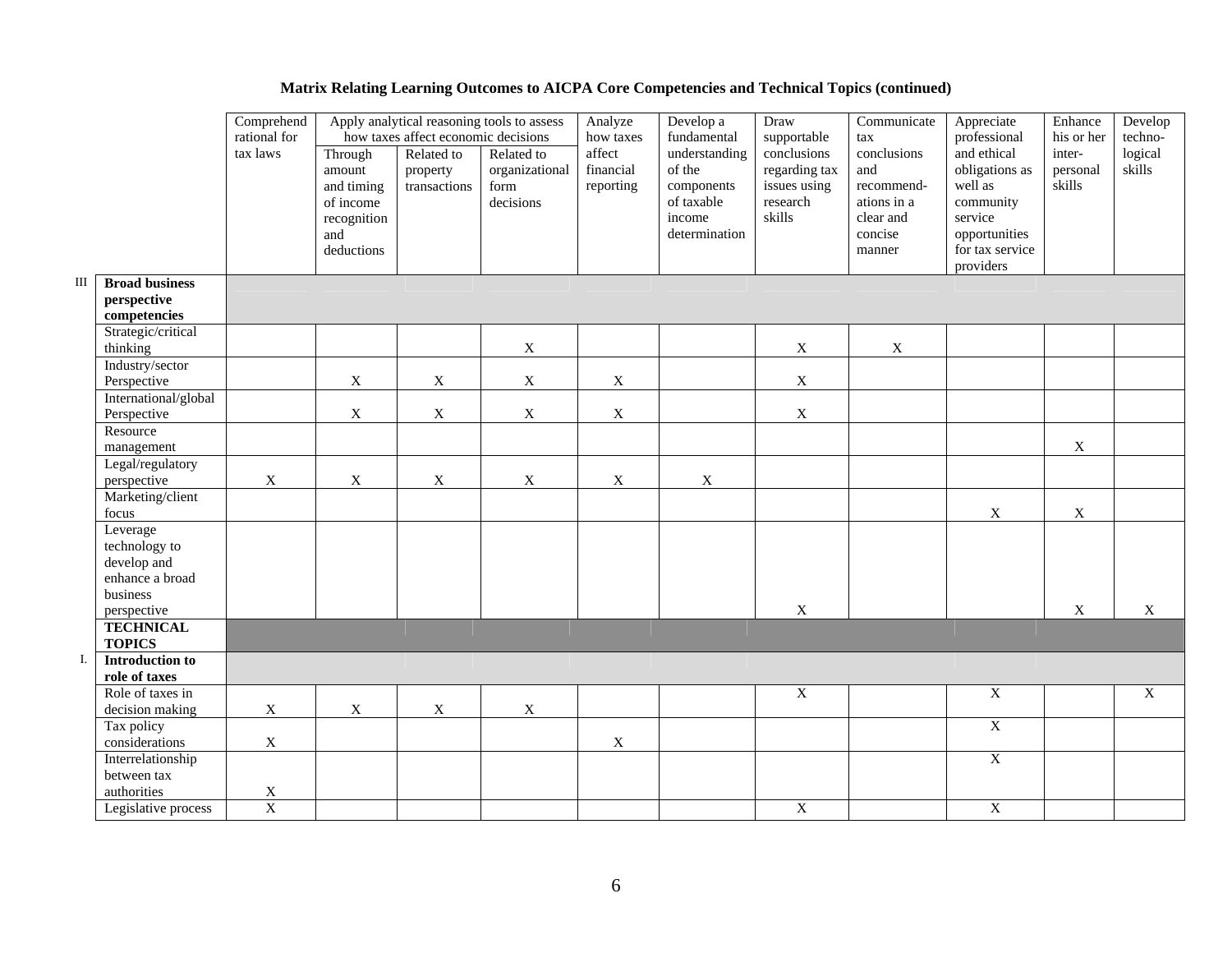**Matrix Relating Learning Outcomes to AICPA Core Competencies and Technical Topics (continued)**

| | | Comprehend rational for tax laws | Apply analytical reasoning tools to assess how taxes affect economic decisions | | | Analyze how taxes affect financial reporting | Develop a fundamental understanding of the components of taxable income determination | Draw supportable conclusions regarding tax issues using research skills | Communicate tax conclusions and recommend-ations in a clear and concise manner | Appreciate professional and ethical obligations as well as community service opportunities for tax service providers | Enhance his or her inter-personal skills | Develop techno-logical skills |
|---|---|---|---|---|---|---|---|---|---|---|---|---|
| | | | Through amount and timing of income recognition and deductions | Related to property transactions | Related to organizational form decisions | | | | | | | |
| III | **Broad business perspective competencies** | | | | | | | | | | | |
| | Strategic/critical thinking | | | | X | | | X | X | | | |
| | Industry/sector Perspective | | X | X | X | X | | X | | | | |
| | International/global Perspective | | X | X | X | X | | X | | | | |
| | Resource management | | | | | | | | | | X | |
| | Legal/regulatory perspective | X | X | X | X | X | X | | | | | |
| | Marketing/client focus | | | | | | | | | X | X | |
| | Leverage technology to develop and enhance a broad business perspective | | | | | | | X | | | X | X |
| | **TECHNICAL TOPICS** | | | | | | | | | | | |
| I. | **Introduction to role of taxes** | | | | | | | | | | | |
| | Role of taxes in decision making | X | X | X | X | | | X | | X | | X |
| | Tax policy considerations | X | | | | X | | | | X | | |
| | Interrelationship between tax authorities | X | | | | | | | | X | | |
| | Legislative process | X | | | | | | X | | X | | |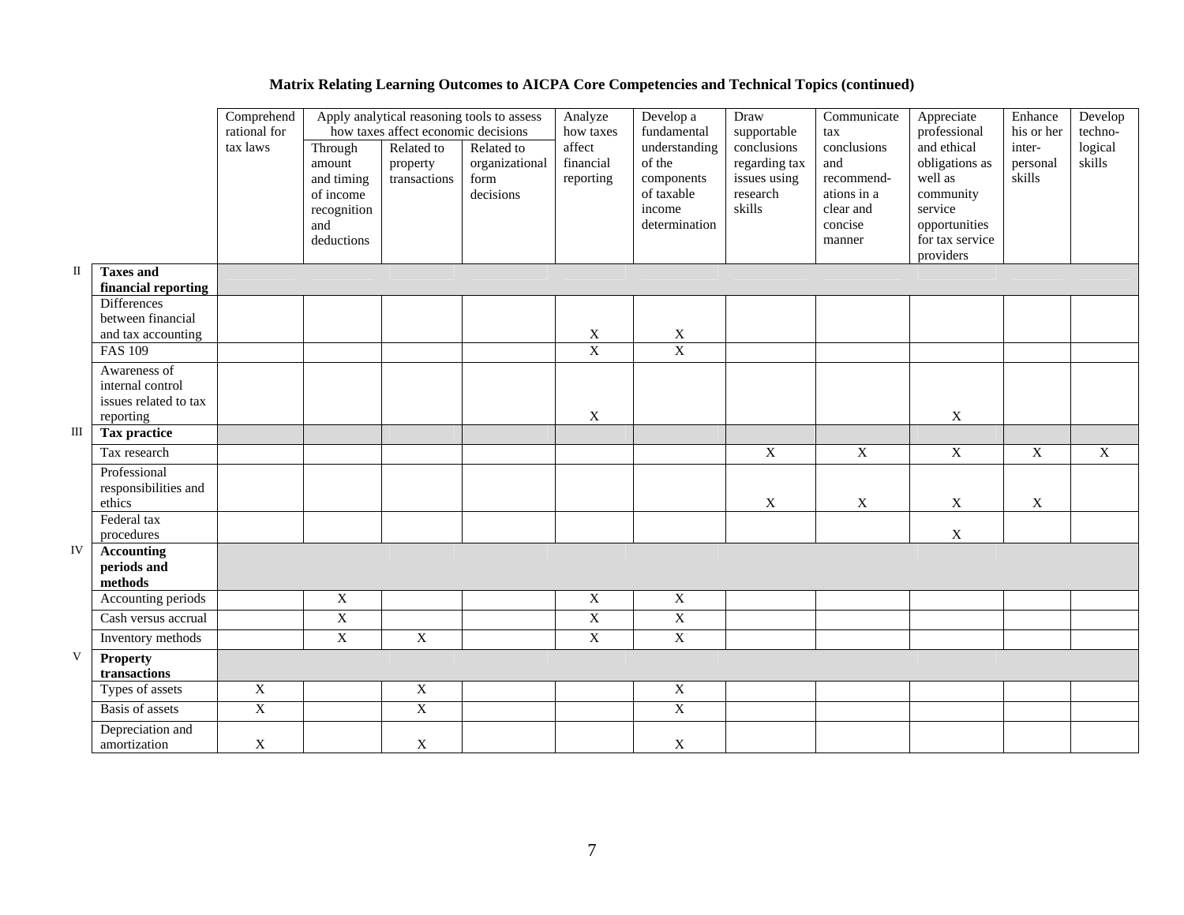**Matrix Relating Learning Outcomes to AICPA Core Competencies and Technical Topics (continued)**

| | | Comprehend rational for tax laws | Apply analytical reasoning tools to assess how taxes affect economic decisions | | | Analyze how taxes affect financial reporting | Develop a fundamental understanding of the components of taxable income determination | Draw supportable conclusions regarding tax issues using research skills | Communicate tax conclusions and recommend-ations in a clear and concise manner | Appreciate professional and ethical obligations as well as community service opportunities for tax service providers | Enhance his or her inter-personal skills | Develop techno-logical skills |
|---|---|---|---|---|---|---|---|---|---|---|---|---|
| | | | Through amount and timing of income recognition and deductions | Related to property transactions | Related to organizational form decisions | | | | | | | |
| II | **Taxes and financial reporting** | | | | | | | | | | | |
| | Differences between financial and tax accounting | | | | | X | X | | | | | |
| | FAS 109 | | | | | X | X | | | | | |
| | Awareness of internal control issues related to tax reporting | | | | | X | | | | X | | |
| III | **Tax practice** | | | | | | | | | | | |
| | Tax research | | | | | | | X | X | X | X | X |
| | Professional responsibilities and ethics | | | | | | | X | X | X | X | |
| | Federal tax procedures | | | | | | | | | X | | |
| IV | **Accounting periods and methods** | | | | | | | | | | | |
| | Accounting periods | | X | | | X | X | | | | | |
| | Cash versus accrual | | X | | | X | X | | | | | |
| | Inventory methods | | X | X | | X | X | | | | | |
| V | **Property transactions** | | | | | | | | | | | |
| | Types of assets | X | | X | | | X | | | | | |
| | Basis of assets | X | | X | | | X | | | | | |
| | Depreciation and amortization | X | | X | | | X | | | | | |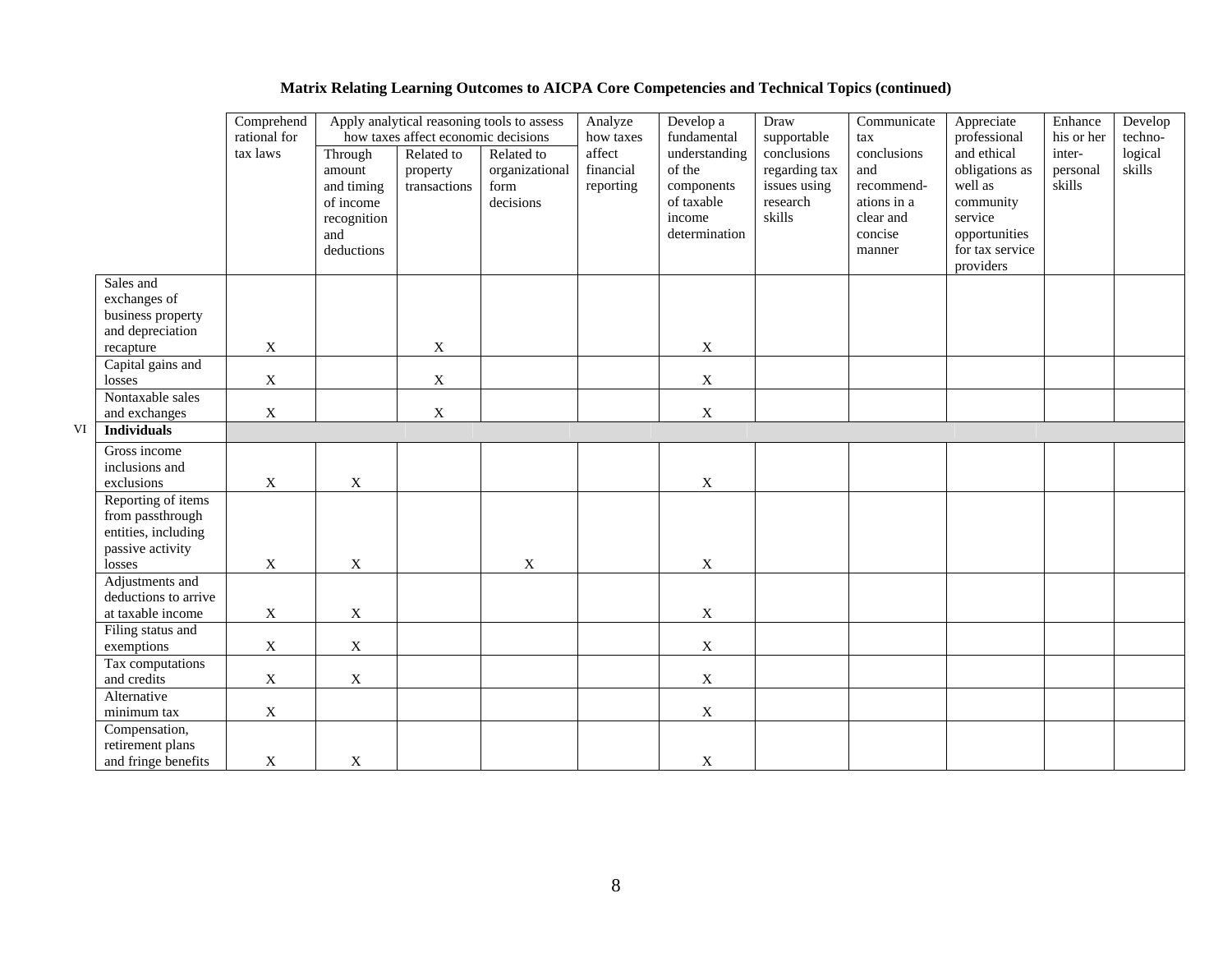**Matrix Relating Learning Outcomes to AICPA Core Competencies and Technical Topics (continued)**

| | | Comprehend rational for tax laws | Apply analytical reasoning tools to assess how taxes affect economic decisions | | | Analyze how taxes affect financial reporting | Develop a fundamental understanding of the components of taxable income determination | Draw supportable conclusions regarding tax issues using research skills | Communicate tax conclusions and recommend-ations in a clear and concise manner | Appreciate professional and ethical obligations as well as community service opportunities for tax service providers | Enhance his or her inter-personal skills | Develop techno-logical skills |
|---|---|---|---|---|---|---|---|---|---|---|---|---|
| | | | Through amount and timing of income recognition and deductions | Related to property transactions | Related to organizational form decisions | | | | | | | |
| | Sales and exchanges of business property and depreciation recapture | X | | X | | | X | | | | | |
| | Capital gains and losses | X | | X | | | X | | | | | |
| | Nontaxable sales and exchanges | X | | X | | | X | | | | | |
| VI | **Individuals** | | | | | | | | | | | |
| | Gross income inclusions and exclusions | X | X | | | | X | | | | | |
| | Reporting of items from passthrough entities, including passive activity losses | X | X | | X | | X | | | | | |
| | Adjustments and deductions to arrive at taxable income | X | X | | | | X | | | | | |
| | Filing status and exemptions | X | X | | | | X | | | | | |
| | Tax computations and credits | X | X | | | | X | | | | | |
| | Alternative minimum tax | X | | | | | X | | | | | |
| | Compensation, retirement plans and fringe benefits | X | X | | | | X | | | | | |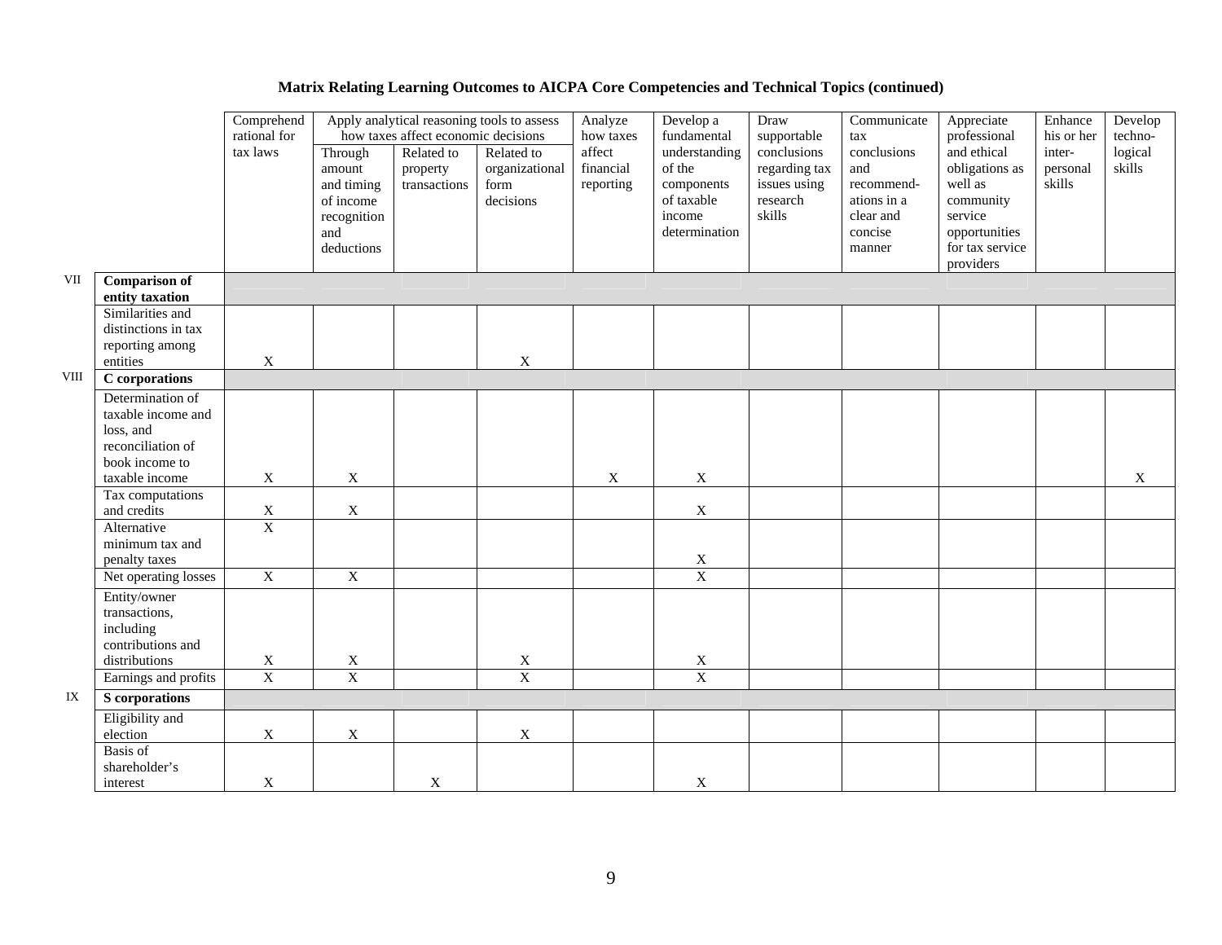**Matrix Relating Learning Outcomes to AICPA Core Competencies and Technical Topics (continued)**

| | | Comprehend rational for tax laws | Apply analytical reasoning tools to assess how taxes affect economic decisions | | | Analyze how taxes affect financial reporting | Develop a fundamental understanding of the components of taxable income determination | Draw supportable conclusions regarding tax issues using research skills | Communicate tax conclusions and recommend-ations in a clear and concise manner | Appreciate professional and ethical obligations as well as community service opportunities for tax service providers | Enhance his or her inter-personal skills | Develop techno-logical skills |
|---|---|---|---|---|---|---|---|---|---|---|---|---|
| | | | Through amount and timing of income recognition and deductions | Related to property transactions | Related to organizational form decisions | | | | | | | |
| VII | **Comparison of entity taxation** | | | | | | | | | | | |
| | Similarities and distinctions in tax reporting among entities | X | | | X | | | | | | | |
| VIII | **C corporations** | | | | | | | | | | | |
| | Determination of taxable income and loss, and reconciliation of book income to taxable income | X | X | | | X | X | | | | | X |
| | Tax computations and credits | X | X | | | | X | | | | | |
| | Alternative minimum tax and penalty taxes | X | | | | | X | | | | | |
| | Net operating losses | X | X | | | | X | | | | | |
| | Entity/owner transactions, including contributions and distributions | X | X | | X | | X | | | | | |
| | Earnings and profits | X | X | | X | | X | | | | | |
| IX | **S corporations** | | | | | | | | | | | |
| | Eligibility and election | X | X | | X | | | | | | | |
| | Basis of shareholder's interest | X | | X | | | X | | | | | |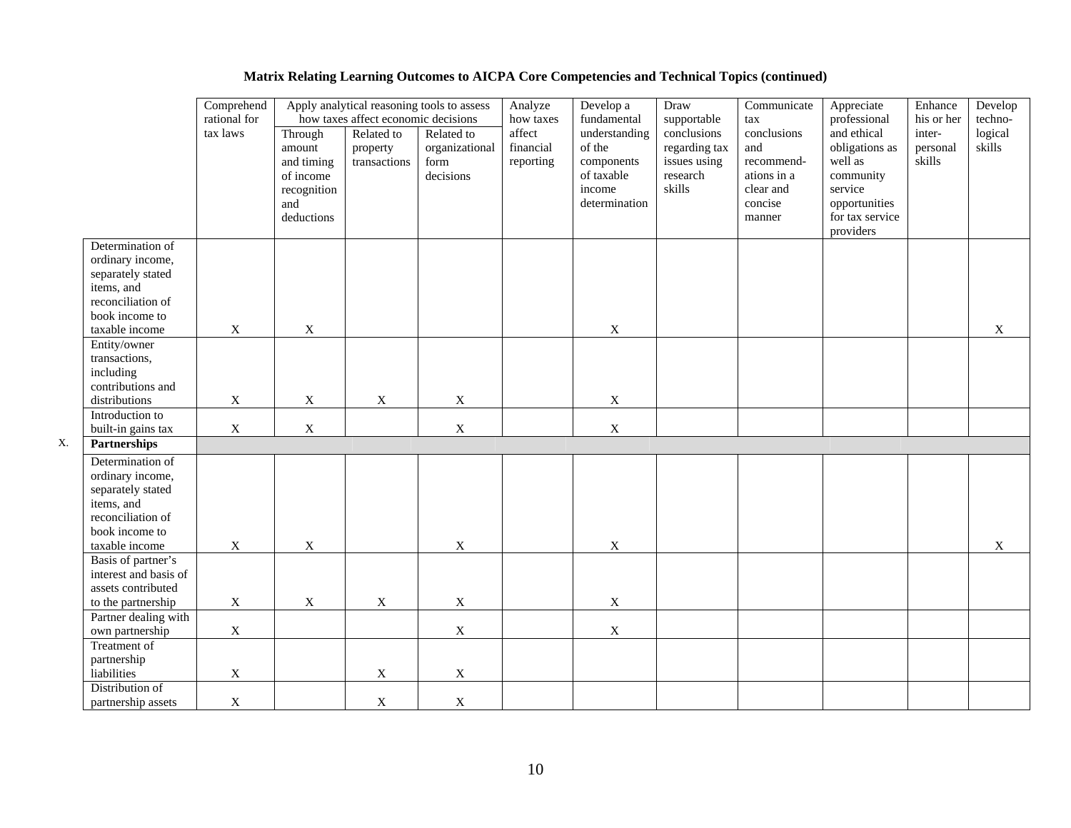**Matrix Relating Learning Outcomes to AICPA Core Competencies and Technical Topics (continued)**

| | Comprehend rational for tax laws | Apply analytical reasoning tools to assess how taxes affect economic decisions | | | Analyze how taxes affect financial reporting | Develop a fundamental understanding of the components of taxable income determination | Draw supportable conclusions regarding tax issues using research skills | Communicate tax conclusions and recommend-ations in a clear and concise manner | Appreciate professional and ethical obligations as well as community service opportunities for tax service providers | Enhance his or her inter-personal skills | Develop techno-logical skills |
|---|---|---|---|---|---|---|---|---|---|---|---|
| | | Through amount and timing of income recognition and deductions | Related to property transactions | Related to organizational form decisions | | | | | | | |
| Determination of ordinary income, separately stated items, and reconciliation of book income to taxable income | X | X | | | | X | | | | | X |
| Entity/owner transactions, including contributions and distributions | X | X | X | X | | X | | | | | |
| Introduction to built-in gains tax | X | X | | X | | X | | | | | |
| X. **Partnerships** | | | | | | | | | | | |
| Determination of ordinary income, separately stated items, and reconciliation of book income to taxable income | X | X | | X | | X | | | | | X |
| Basis of partner's interest and basis of assets contributed to the partnership | X | X | X | X | | X | | | | | |
| Partner dealing with own partnership | X | | | X | | X | | | | | |
| Treatment of partnership liabilities | X | | X | X | | | | | | | |
| Distribution of partnership assets | X | | X | X | | | | | | | |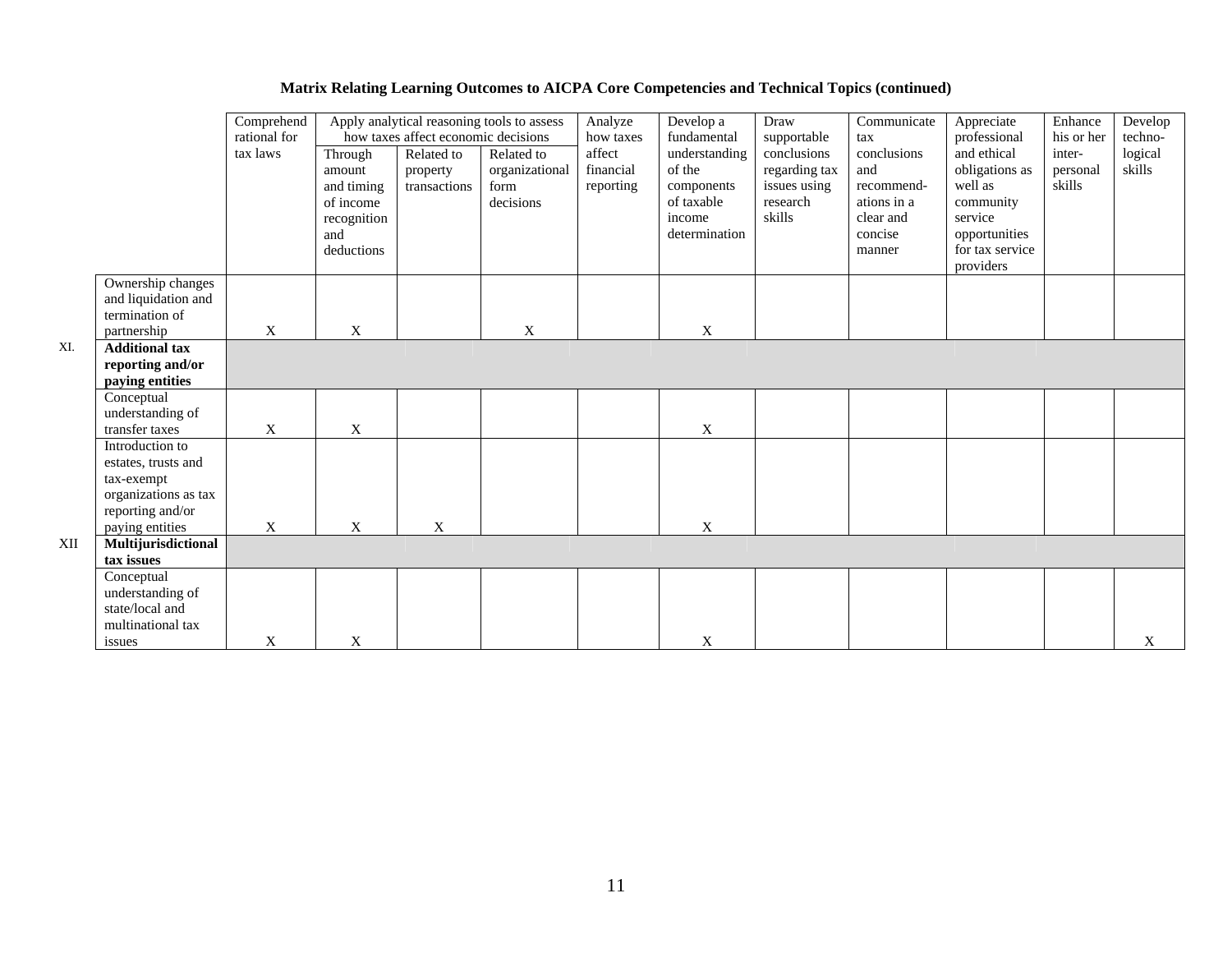## Matrix Relating Learning Outcomes to AICPA Core Competencies and Technical Topics (continued)

| | | Comprehend rational for tax laws | Apply analytical reasoning tools to assess how taxes affect economic decisions | | | Analyze how taxes affect financial reporting | Develop a fundamental understanding of the components of taxable income determination | Draw supportable conclusions regarding tax issues using research skills | Communicate tax conclusions and recommend-ations in a clear and concise manner | Appreciate professional and ethical obligations as well as community service opportunities for tax service providers | Enhance his or her inter-personal skills | Develop techno-logical skills |
|---|---|---|---|---|---|---|---|---|---|---|---|---|
| | | | Through amount and timing of income recognition and deductions | Related to property transactions | Related to organizational form decisions | | | | | | | |
| | Ownership changes and liquidation and termination of partnership | X | X | | X | | X | | | | | |
| XI. | **Additional tax reporting and/or paying entities** | | | | | | | | | | | |
| | Conceptual understanding of transfer taxes | X | X | | | | X | | | | | |
| | Introduction to estates, trusts and tax-exempt organizations as tax reporting and/or paying entities | X | X | X | | | X | | | | | |
| XII | **Multijurisdictional tax issues** | | | | | | | | | | | |
| | Conceptual understanding of state/local and multinational tax issues | X | X | | | | X | | | | | X |